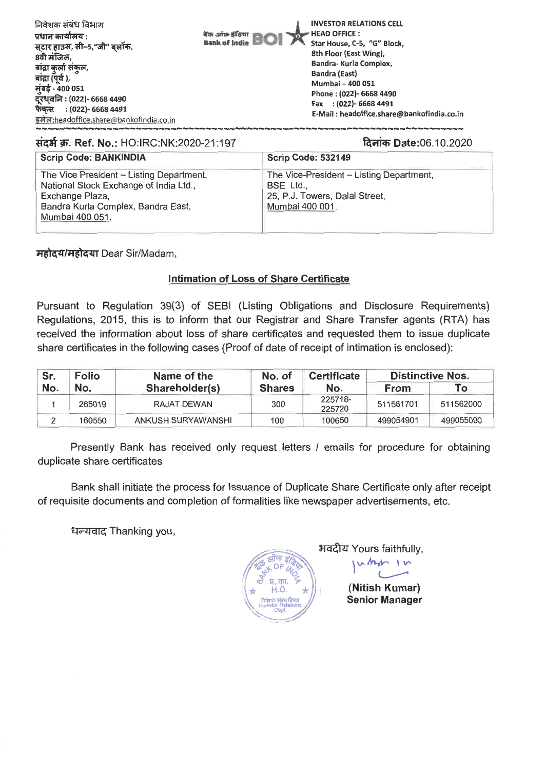निवेशक संबंध विभाग
प्रधान कार्यालय :
स्टार हाउस, सी–5,"जी" ब्लॉक,
8वी मंजिल,
बांद्रा कुर्ला संकुल,
बांद्रा (पूर्व ),
मुंबई - 400 051
दूरध्वनि : (022)- 6668 4490
फेक्स : (022)- 6668 4491
इमेल:headoffice.share@bankofindia.co.in

बैंक ऑफ इंडिया Bank of India BOI

INVESTOR RELATIONS CELL
HEAD OFFICE :
Star House, C-5, "G" Block,
8th Floor (East Wing),
Bandra- Kurla Complex,
Bandra (East)
Mumbai – 400 051
Phone : (022)- 6668 4490
Fax : (022)- 6668 4491
E-Mail : headoffice.share@bankofindia.co.in

**संदर्भ क्र. Ref. No.:** HO:IRC:NK:2020-21:197

**दिनांक Date:**06.10.2020

| Scrip Code: BANKINDIA | Scrip Code: 532149 |
|---|---|
| The Vice President – Listing Department, National Stock Exchange of India Ltd., Exchange Plaza, Bandra Kurla Complex, Bandra East, Mumbai 400 051. | The Vice-President – Listing Department, BSE Ltd., 25, P.J. Towers, Dalal Street, Mumbai 400 001. |

**महोदय/महोदया** Dear Sir/Madam,

## Intimation of Loss of Share Certificate

Pursuant to Regulation 39(3) of SEBI (Listing Obligations and Disclosure Requirements) Regulations, 2015, this is to inform that our Registrar and Share Transfer agents (RTA) has received the information about loss of share certificates and requested them to issue duplicate share certificates in the following cases (Proof of date of receipt of intimation is enclosed):

| Sr. No. | Folio No. | Name of the Shareholder(s) | No. of Shares | Certificate No. | Distinctive Nos. | |
|---|---|---|---|---|---|---|
| | | | | | From | To |
| 1 | 265019 | RAJAT DEWAN | 300 | 225718-225720 | 511561701 | 511562000 |
| 2 | 160550 | ANKUSH SURYAWANSHI | 100 | 100650 | 499054901 | 499055000 |

Presently Bank has received only request letters / emails for procedure for obtaining duplicate share certificates

Bank shall initiate the process for Issuance of Duplicate Share Certificate only after receipt of requisite documents and completion of formalities like newspaper advertisements, etc.

धन्यवाद Thanking you,

भवदीय Yours faithfully,

**(Nitish Kumar)**
**Senior Manager**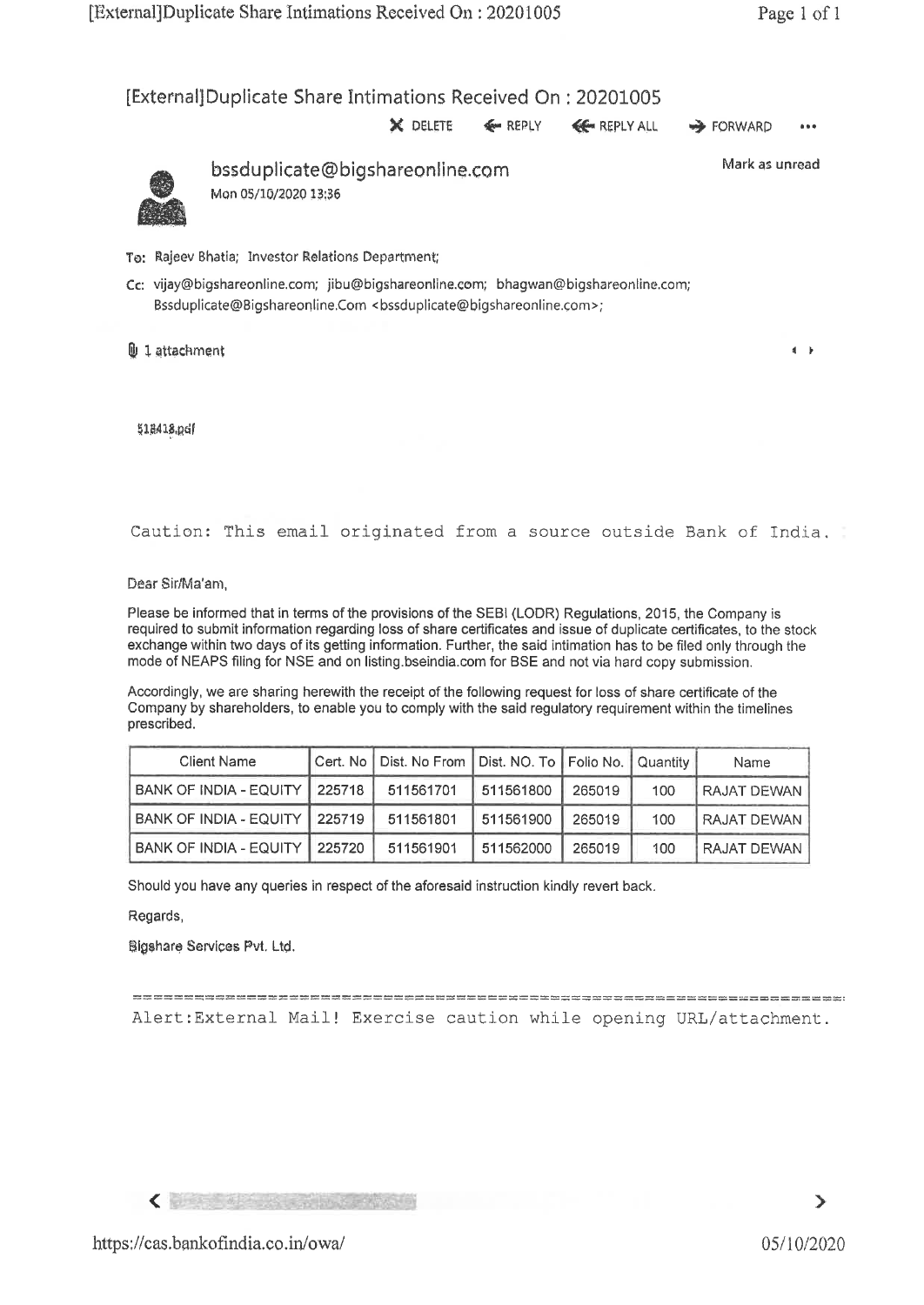# [External]Duplicate Share Intimations Received On : 20201005

✕ DELETE ← REPLY ↞ REPLY ALL → FORWARD •••

**bssduplicate@bigshareonline.com**
Mon 05/10/2020 13:36

Mark as unread

To: Rajeev Bhatia; Investor Relations Department;

Cc: vijay@bigshareonline.com; jibu@bigshareonline.com; bhagwan@bigshareonline.com; Bssduplicate@Bigshareonline.Com <bssduplicate@bigshareonline.com>;

1 attachment

518418.pdf

Caution: This email originated from a source outside Bank of India.

Dear Sir/Ma'am,

Please be informed that in terms of the provisions of the SEBI (LODR) Regulations, 2015, the Company is required to submit information regarding loss of share certificates and issue of duplicate certificates, to the stock exchange within two days of its getting information. Further, the said intimation has to be filed only through the mode of NEAPS filing for NSE and on listing.bseindia.com for BSE and not via hard copy submission.

Accordingly, we are sharing herewith the receipt of the following request for loss of share certificate of the Company by shareholders, to enable you to comply with the said regulatory requirement within the timelines prescribed.

| Client Name | Cert. No | Dist. No From | Dist. NO. To | Folio No. | Quantity | Name |
|---|---|---|---|---|---|---|
| BANK OF INDIA - EQUITY | 225718 | 511561701 | 511561800 | 265019 | 100 | RAJAT DEWAN |
| BANK OF INDIA - EQUITY | 225719 | 511561801 | 511561900 | 265019 | 100 | RAJAT DEWAN |
| BANK OF INDIA - EQUITY | 225720 | 511561901 | 511562000 | 265019 | 100 | RAJAT DEWAN |

Should you have any queries in respect of the aforesaid instruction kindly revert back.

Regards,

Bigshare Services Pvt. Ltd.

Alert:External Mail! Exercise caution while opening URL/attachment.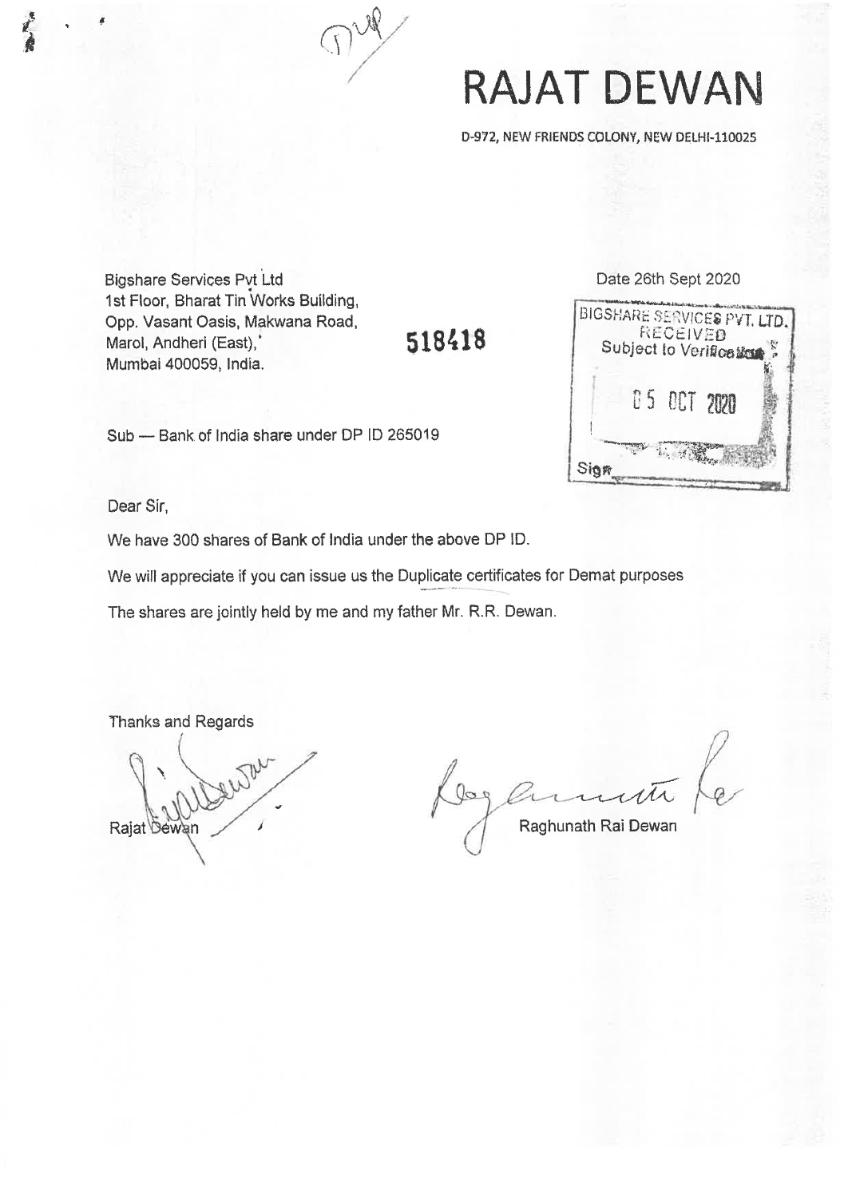# RAJAT DEWAN

D-972, NEW FRIENDS COLONY, NEW DELHI-110025

Bigshare Services Pvt Ltd
1st Floor, Bharat Tin Works Building,
Opp. Vasant Oasis, Makwana Road,
Marol, Andheri (East),
Mumbai 400059, India.

518418

Date 26th Sept 2020

BIGSHARE SERVICES PVT. LTD.
RECEIVED
Subject to Verification
05 OCT 2020
Sign

Sub — Bank of India share under DP ID 265019

Dear Sir,

We have 300 shares of Bank of India under the above DP ID.

We will appreciate if you can issue us the Duplicate certificates for Demat purposes

The shares are jointly held by me and my father Mr. R.R. Dewan.

Thanks and Regards

Rajat Dewan

Raghunath Rai Dewan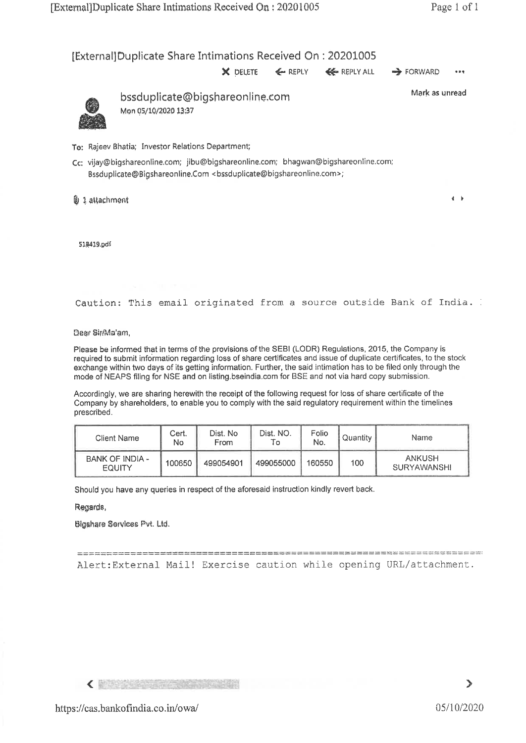# [External]Duplicate Share Intimations Received On : 20201005

✕ DELETE ← REPLY ≪ REPLY ALL → FORWARD •••

**bssduplicate@bigshareonline.com**

Mon 05/10/2020 13:37

Mark as unread

To: Rajeev Bhatia; Investor Relations Department;

Cc: vijay@bigshareonline.com; jibu@bigshareonline.com; bhagwan@bigshareonline.com; Bssduplicate@Bigshareonline.Com <bssduplicate@bigshareonline.com>;

1 attachment

518419.pdf

Caution: This email originated from a source outside Bank of India.

Dear Sir/Ma'am,

Please be informed that in terms of the provisions of the SEBI (LODR) Regulations, 2015, the Company is required to submit information regarding loss of share certificates and issue of duplicate certificates, to the stock exchange within two days of its getting information. Further, the said intimation has to be filed only through the mode of NEAPS filing for NSE and on listing.bseindia.com for BSE and not via hard copy submission.

Accordingly, we are sharing herewith the receipt of the following request for loss of share certificate of the Company by shareholders, to enable you to comply with the said regulatory requirement within the timelines prescribed.

| Client Name | Cert. No | Dist. No From | Dist. NO. To | Folio No. | Quantity | Name |
|---|---|---|---|---|---|---|
| BANK OF INDIA - EQUITY | 100650 | 499054901 | 499055000 | 160550 | 100 | ANKUSH SURYAWANSHI |

Should you have any queries in respect of the aforesaid instruction kindly revert back.

Regards,

Bigshare Services Pvt. Ltd.

Alert:External Mail! Exercise caution while opening URL/attachment.

https://cas.bankofindia.co.in/owa/ 05/10/2020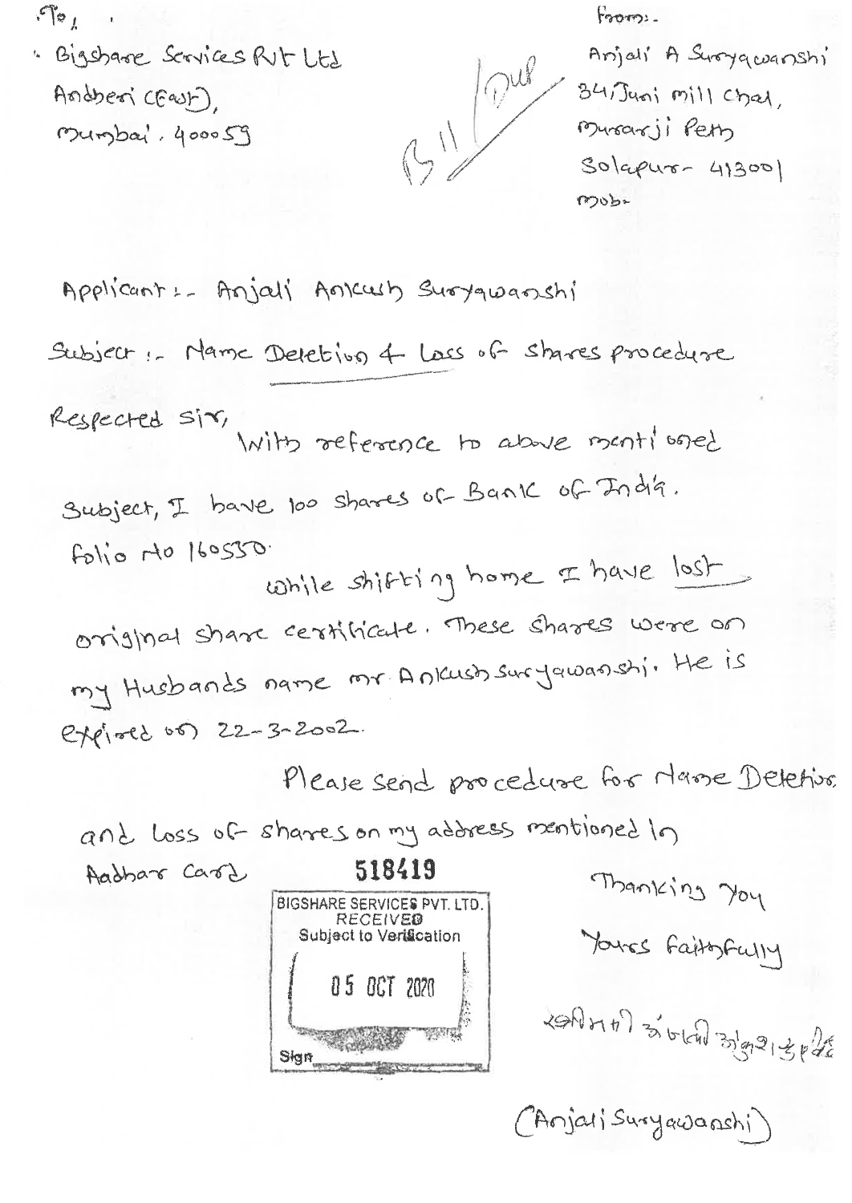To,
Bigshare Services Pvt Ltd
Andheri (East),
Mumbai. 400059

From:-
Anjali A Suryawanshi
34/Juni mill Chal,
Murarji Peth
Solapur - 413001
mob-

B 11 / DUP

Applicant :- Anjali Ankush Suryawanshi

Subject :- Name Deletion & Loss of shares procedure

Respected sir,

With reference to above mentioned subject, I have 100 shares of Bank of India. folio No 160530.

While shifting home I have lost original share certificate. These shares were on my Husbands name mr. Ankush Suryawanshi. He is expired on 22-3-2002.

Please send procedure for Name Deletion and loss of shares on my address mentioned in Aadhar card

518419

BIGSHARE SERVICES PVT. LTD.
RECEIVED
Subject to Verification
05 OCT 2020
Sign

Thanking You

Yours faithfully

श्रीमती अंजली अंकुश सूर्यवंशी

(Anjali Suryawanshi)